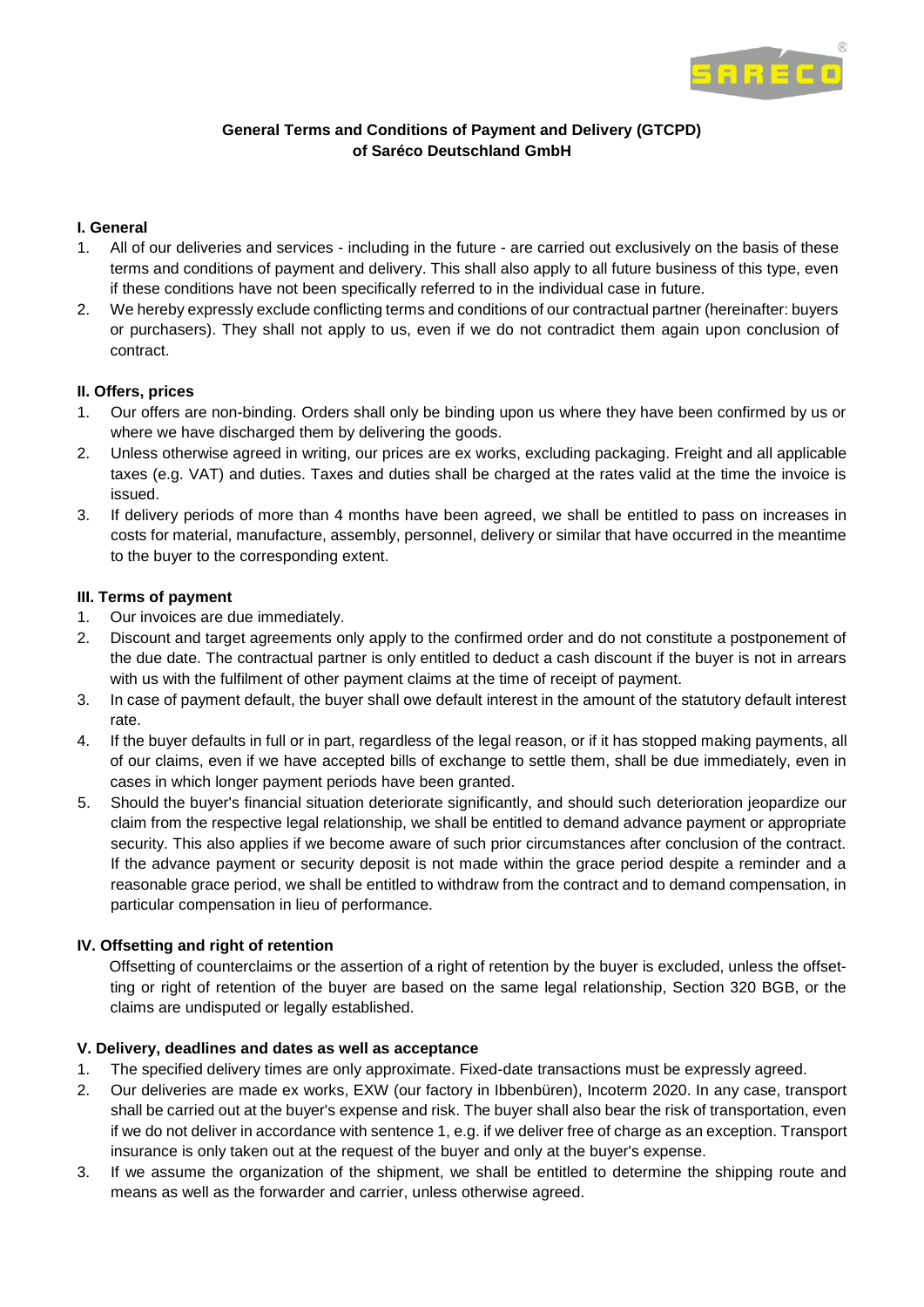**General Terms and Conditions of Payment and Delivery (GTCPD)**
**of Saréco Deutschland GmbH**

## I. General

1. All of our deliveries and services - including in the future - are carried out exclusively on the basis of these terms and conditions of payment and delivery. This shall also apply to all future business of this type, even if these conditions have not been specifically referred to in the individual case in future.
2. We hereby expressly exclude conflicting terms and conditions of our contractual partner (hereinafter: buyers or purchasers). They shall not apply to us, even if we do not contradict them again upon conclusion of contract.

## II. Offers, prices

1. Our offers are non-binding. Orders shall only be binding upon us where they have been confirmed by us or where we have discharged them by delivering the goods.
2. Unless otherwise agreed in writing, our prices are ex works, excluding packaging. Freight and all applicable taxes (e.g. VAT) and duties. Taxes and duties shall be charged at the rates valid at the time the invoice is issued.
3. If delivery periods of more than 4 months have been agreed, we shall be entitled to pass on increases in costs for material, manufacture, assembly, personnel, delivery or similar that have occurred in the meantime to the buyer to the corresponding extent.

## III. Terms of payment

1. Our invoices are due immediately.
2. Discount and target agreements only apply to the confirmed order and do not constitute a postponement of the due date. The contractual partner is only entitled to deduct a cash discount if the buyer is not in arrears with us with the fulfilment of other payment claims at the time of receipt of payment.
3. In case of payment default, the buyer shall owe default interest in the amount of the statutory default interest rate.
4. If the buyer defaults in full or in part, regardless of the legal reason, or if it has stopped making payments, all of our claims, even if we have accepted bills of exchange to settle them, shall be due immediately, even in cases in which longer payment periods have been granted.
5. Should the buyer's financial situation deteriorate significantly, and should such deterioration jeopardize our claim from the respective legal relationship, we shall be entitled to demand advance payment or appropriate security. This also applies if we become aware of such prior circumstances after conclusion of the contract. If the advance payment or security deposit is not made within the grace period despite a reminder and a reasonable grace period, we shall be entitled to withdraw from the contract and to demand compensation, in particular compensation in lieu of performance.

## IV. Offsetting and right of retention

Offsetting of counterclaims or the assertion of a right of retention by the buyer is excluded, unless the offsetting or right of retention of the buyer are based on the same legal relationship, Section 320 BGB, or the claims are undisputed or legally established.

## V. Delivery, deadlines and dates as well as acceptance

1. The specified delivery times are only approximate. Fixed-date transactions must be expressly agreed.
2. Our deliveries are made ex works, EXW (our factory in Ibbenbüren), Incoterm 2020. In any case, transport shall be carried out at the buyer's expense and risk. The buyer shall also bear the risk of transportation, even if we do not deliver in accordance with sentence 1, e.g. if we deliver free of charge as an exception. Transport insurance is only taken out at the request of the buyer and only at the buyer's expense.
3. If we assume the organization of the shipment, we shall be entitled to determine the shipping route and means as well as the forwarder and carrier, unless otherwise agreed.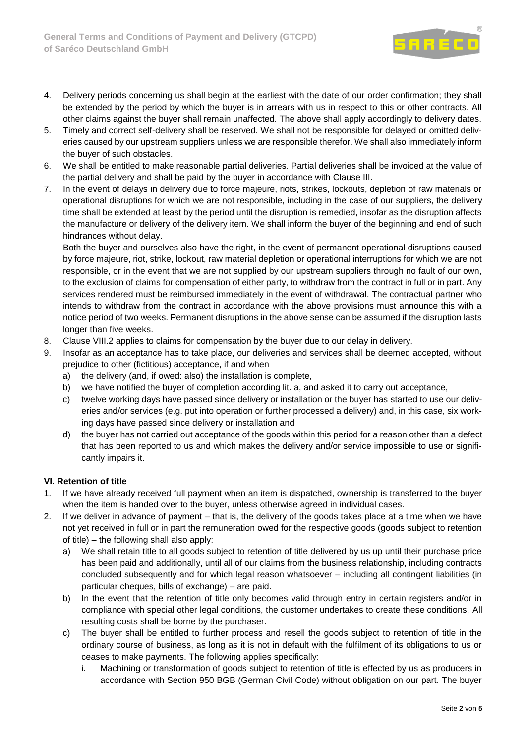4. Delivery periods concerning us shall begin at the earliest with the date of our order confirmation; they shall be extended by the period by which the buyer is in arrears with us in respect to this or other contracts. All other claims against the buyer shall remain unaffected. The above shall apply accordingly to delivery dates.
5. Timely and correct self-delivery shall be reserved. We shall not be responsible for delayed or omitted deliveries caused by our upstream suppliers unless we are responsible therefor. We shall also immediately inform the buyer of such obstacles.
6. We shall be entitled to make reasonable partial deliveries. Partial deliveries shall be invoiced at the value of the partial delivery and shall be paid by the buyer in accordance with Clause III.
7. In the event of delays in delivery due to force majeure, riots, strikes, lockouts, depletion of raw materials or operational disruptions for which we are not responsible, including in the case of our suppliers, the delivery time shall be extended at least by the period until the disruption is remedied, insofar as the disruption affects the manufacture or delivery of the delivery item. We shall inform the buyer of the beginning and end of such hindrances without delay.

   Both the buyer and ourselves also have the right, in the event of permanent operational disruptions caused by force majeure, riot, strike, lockout, raw material depletion or operational interruptions for which we are not responsible, or in the event that we are not supplied by our upstream suppliers through no fault of our own, to the exclusion of claims for compensation of either party, to withdraw from the contract in full or in part. Any services rendered must be reimbursed immediately in the event of withdrawal. The contractual partner who intends to withdraw from the contract in accordance with the above provisions must announce this with a notice period of two weeks. Permanent disruptions in the above sense can be assumed if the disruption lasts longer than five weeks.
8. Clause VIII.2 applies to claims for compensation by the buyer due to our delay in delivery.
9. Insofar as an acceptance has to take place, our deliveries and services shall be deemed accepted, without prejudice to other (fictitious) acceptance, if and when
   a) the delivery (and, if owed: also) the installation is complete,
   b) we have notified the buyer of completion according lit. a, and asked it to carry out acceptance,
   c) twelve working days have passed since delivery or installation or the buyer has started to use our deliveries and/or services (e.g. put into operation or further processed a delivery) and, in this case, six working days have passed since delivery or installation and
   d) the buyer has not carried out acceptance of the goods within this period for a reason other than a defect that has been reported to us and which makes the delivery and/or service impossible to use or significantly impairs it.

### VI. Retention of title

1. If we have already received full payment when an item is dispatched, ownership is transferred to the buyer when the item is handed over to the buyer, unless otherwise agreed in individual cases.
2. If we deliver in advance of payment – that is, the delivery of the goods takes place at a time when we have not yet received in full or in part the remuneration owed for the respective goods (goods subject to retention of title) – the following shall also apply:
   a) We shall retain title to all goods subject to retention of title delivered by us up until their purchase price has been paid and additionally, until all of our claims from the business relationship, including contracts concluded subsequently and for which legal reason whatsoever – including all contingent liabilities (in particular cheques, bills of exchange) – are paid.
   b) In the event that the retention of title only becomes valid through entry in certain registers and/or in compliance with special other legal conditions, the customer undertakes to create these conditions. All resulting costs shall be borne by the purchaser.
   c) The buyer shall be entitled to further process and resell the goods subject to retention of title in the ordinary course of business, as long as it is not in default with the fulfilment of its obligations to us or ceases to make payments. The following applies specifically:
      i. Machining or transformation of goods subject to retention of title is effected by us as producers in accordance with Section 950 BGB (German Civil Code) without obligation on our part. The buyer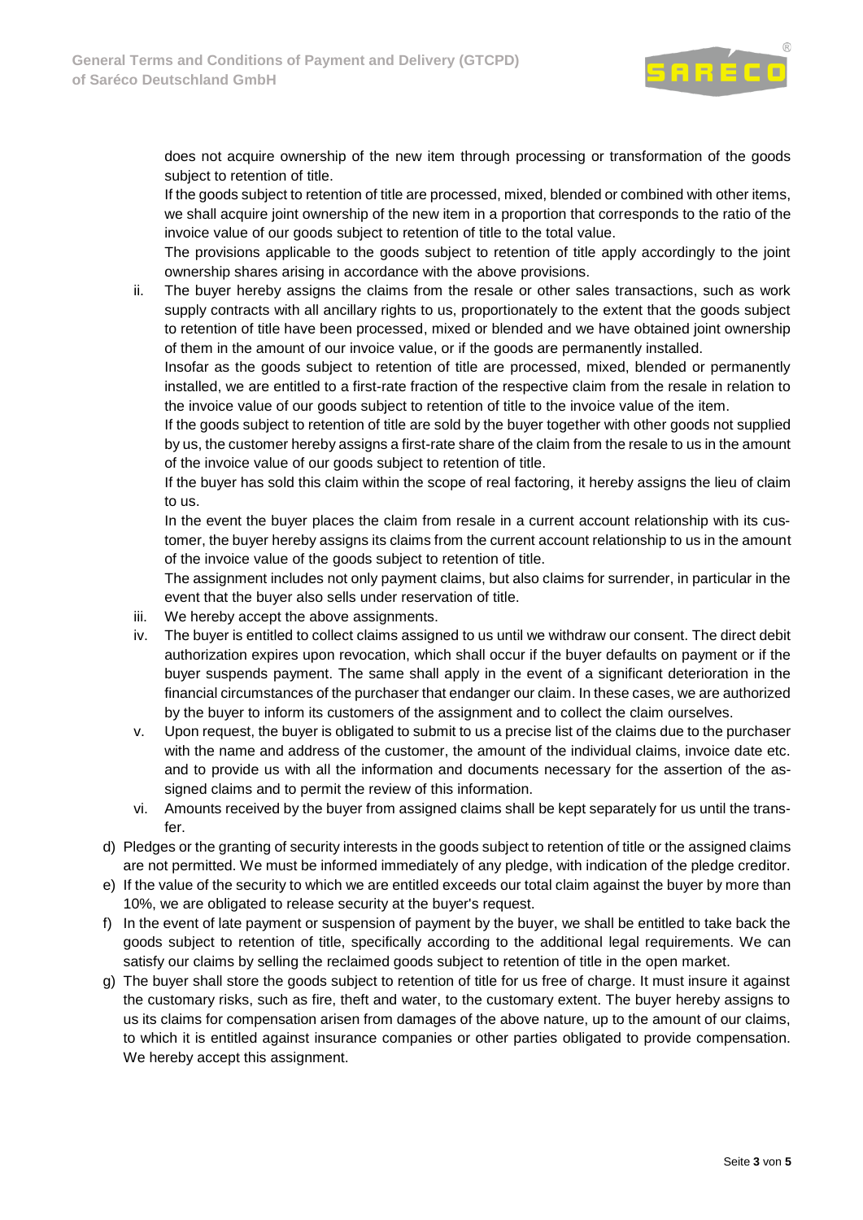does not acquire ownership of the new item through processing or transformation of the goods subject to retention of title.

If the goods subject to retention of title are processed, mixed, blended or combined with other items, we shall acquire joint ownership of the new item in a proportion that corresponds to the ratio of the invoice value of our goods subject to retention of title to the total value.

The provisions applicable to the goods subject to retention of title apply accordingly to the joint ownership shares arising in accordance with the above provisions.

ii. The buyer hereby assigns the claims from the resale or other sales transactions, such as work supply contracts with all ancillary rights to us, proportionately to the extent that the goods subject to retention of title have been processed, mixed or blended and we have obtained joint ownership of them in the amount of our invoice value, or if the goods are permanently installed.

Insofar as the goods subject to retention of title are processed, mixed, blended or permanently installed, we are entitled to a first-rate fraction of the respective claim from the resale in relation to the invoice value of our goods subject to retention of title to the invoice value of the item.

If the goods subject to retention of title are sold by the buyer together with other goods not supplied by us, the customer hereby assigns a first-rate share of the claim from the resale to us in the amount of the invoice value of our goods subject to retention of title.

If the buyer has sold this claim within the scope of real factoring, it hereby assigns the lieu of claim to us.

In the event the buyer places the claim from resale in a current account relationship with its customer, the buyer hereby assigns its claims from the current account relationship to us in the amount of the invoice value of the goods subject to retention of title.

The assignment includes not only payment claims, but also claims for surrender, in particular in the event that the buyer also sells under reservation of title.

iii. We hereby accept the above assignments.

iv. The buyer is entitled to collect claims assigned to us until we withdraw our consent. The direct debit authorization expires upon revocation, which shall occur if the buyer defaults on payment or if the buyer suspends payment. The same shall apply in the event of a significant deterioration in the financial circumstances of the purchaser that endanger our claim. In these cases, we are authorized by the buyer to inform its customers of the assignment and to collect the claim ourselves.

v. Upon request, the buyer is obligated to submit to us a precise list of the claims due to the purchaser with the name and address of the customer, the amount of the individual claims, invoice date etc. and to provide us with all the information and documents necessary for the assertion of the assigned claims and to permit the review of this information.

vi. Amounts received by the buyer from assigned claims shall be kept separately for us until the transfer.

d) Pledges or the granting of security interests in the goods subject to retention of title or the assigned claims are not permitted. We must be informed immediately of any pledge, with indication of the pledge creditor.

e) If the value of the security to which we are entitled exceeds our total claim against the buyer by more than 10%, we are obligated to release security at the buyer's request.

f) In the event of late payment or suspension of payment by the buyer, we shall be entitled to take back the goods subject to retention of title, specifically according to the additional legal requirements. We can satisfy our claims by selling the reclaimed goods subject to retention of title in the open market.

g) The buyer shall store the goods subject to retention of title for us free of charge. It must insure it against the customary risks, such as fire, theft and water, to the customary extent. The buyer hereby assigns to us its claims for compensation arisen from damages of the above nature, up to the amount of our claims, to which it is entitled against insurance companies or other parties obligated to provide compensation. We hereby accept this assignment.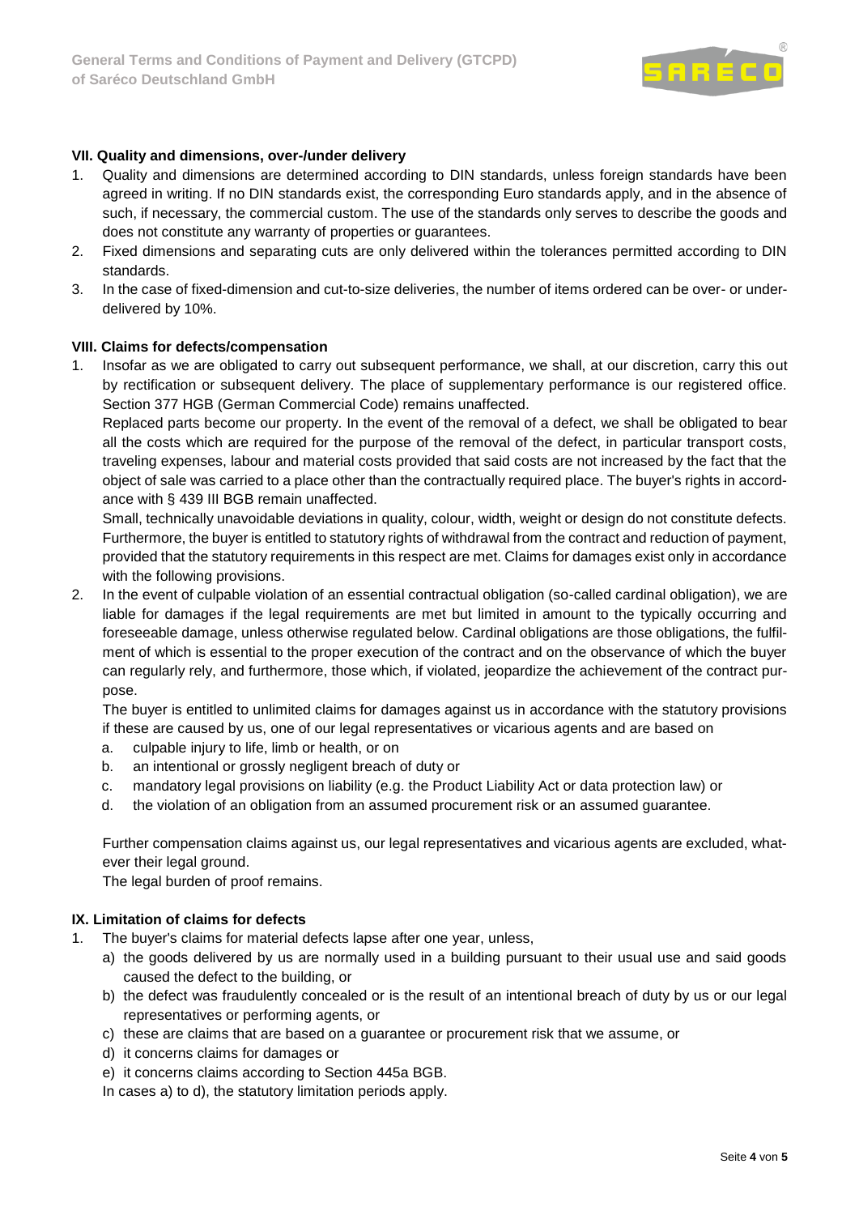### VII. Quality and dimensions, over-/under delivery

1. Quality and dimensions are determined according to DIN standards, unless foreign standards have been agreed in writing. If no DIN standards exist, the corresponding Euro standards apply, and in the absence of such, if necessary, the commercial custom. The use of the standards only serves to describe the goods and does not constitute any warranty of properties or guarantees.
2. Fixed dimensions and separating cuts are only delivered within the tolerances permitted according to DIN standards.
3. In the case of fixed-dimension and cut-to-size deliveries, the number of items ordered can be over- or under-delivered by 10%.

### VIII. Claims for defects/compensation

1. Insofar as we are obligated to carry out subsequent performance, we shall, at our discretion, carry this out by rectification or subsequent delivery. The place of supplementary performance is our registered office. Section 377 HGB (German Commercial Code) remains unaffected.
   Replaced parts become our property. In the event of the removal of a defect, we shall be obligated to bear all the costs which are required for the purpose of the removal of the defect, in particular transport costs, traveling expenses, labour and material costs provided that said costs are not increased by the fact that the object of sale was carried to a place other than the contractually required place. The buyer's rights in accordance with § 439 III BGB remain unaffected.
   Small, technically unavoidable deviations in quality, colour, width, weight or design do not constitute defects. Furthermore, the buyer is entitled to statutory rights of withdrawal from the contract and reduction of payment, provided that the statutory requirements in this respect are met. Claims for damages exist only in accordance with the following provisions.
2. In the event of culpable violation of an essential contractual obligation (so-called cardinal obligation), we are liable for damages if the legal requirements are met but limited in amount to the typically occurring and foreseeable damage, unless otherwise regulated below. Cardinal obligations are those obligations, the fulfilment of which is essential to the proper execution of the contract and on the observance of which the buyer can regularly rely, and furthermore, those which, if violated, jeopardize the achievement of the contract purpose.
   The buyer is entitled to unlimited claims for damages against us in accordance with the statutory provisions if these are caused by us, one of our legal representatives or vicarious agents and are based on
   a. culpable injury to life, limb or health, or on
   b. an intentional or grossly negligent breach of duty or
   c. mandatory legal provisions on liability (e.g. the Product Liability Act or data protection law) or
   d. the violation of an obligation from an assumed procurement risk or an assumed guarantee.

   Further compensation claims against us, our legal representatives and vicarious agents are excluded, whatever their legal ground.
   The legal burden of proof remains.

### IX. Limitation of claims for defects

1. The buyer's claims for material defects lapse after one year, unless,
   a) the goods delivered by us are normally used in a building pursuant to their usual use and said goods caused the defect to the building, or
   b) the defect was fraudulently concealed or is the result of an intentional breach of duty by us or our legal representatives or performing agents, or
   c) these are claims that are based on a guarantee or procurement risk that we assume, or
   d) it concerns claims for damages or
   e) it concerns claims according to Section 445a BGB.

   In cases a) to d), the statutory limitation periods apply.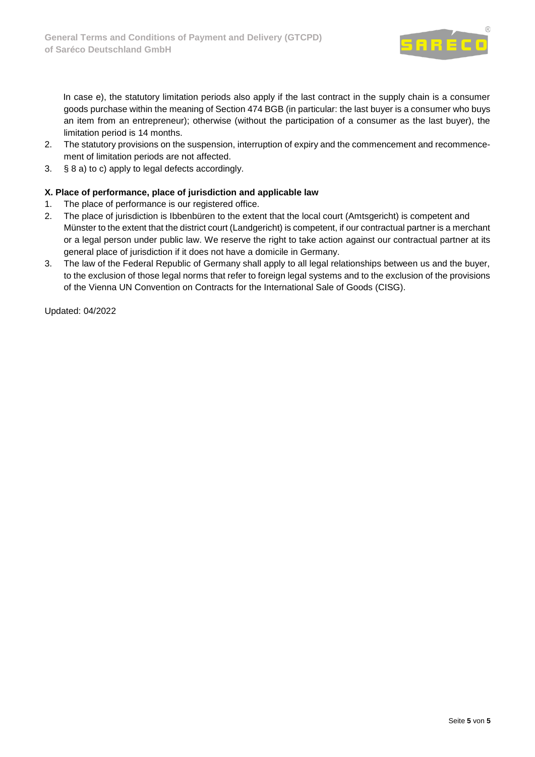In case e), the statutory limitation periods also apply if the last contract in the supply chain is a consumer goods purchase within the meaning of Section 474 BGB (in particular: the last buyer is a consumer who buys an item from an entrepreneur); otherwise (without the participation of a consumer as the last buyer), the limitation period is 14 months.

2. The statutory provisions on the suspension, interruption of expiry and the commencement and recommencement of limitation periods are not affected.
3. § 8 a) to c) apply to legal defects accordingly.

**X. Place of performance, place of jurisdiction and applicable law**

1. The place of performance is our registered office.
2. The place of jurisdiction is Ibbenbüren to the extent that the local court (Amtsgericht) is competent and Münster to the extent that the district court (Landgericht) is competent, if our contractual partner is a merchant or a legal person under public law. We reserve the right to take action against our contractual partner at its general place of jurisdiction if it does not have a domicile in Germany.
3. The law of the Federal Republic of Germany shall apply to all legal relationships between us and the buyer, to the exclusion of those legal norms that refer to foreign legal systems and to the exclusion of the provisions of the Vienna UN Convention on Contracts for the International Sale of Goods (CISG).

Updated: 04/2022